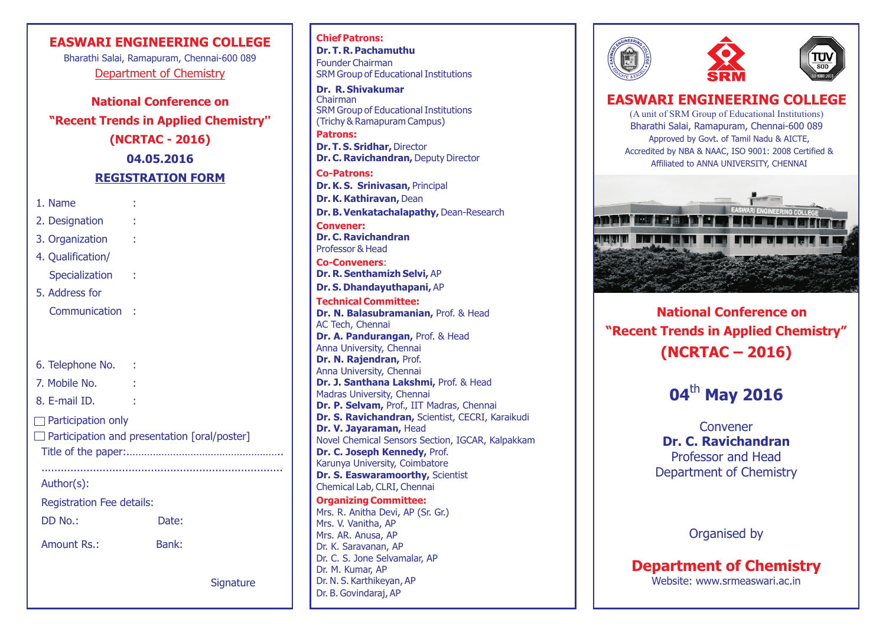# EASWARI ENGINEERING COLLEGE

Bharathi Salai, Ramapuram, Chennai-600 089

Department of Chemistry

## National Conference on "Recent Trends in Applied Chemistry" (NCRTAC - 2016)

**04.05.2016**

## REGISTRATION FORM

1. Name :
2. Designation :
3. Organization :
4. Qualification/ Specialization :
5. Address for Communication :
6. Telephone No. :
7. Mobile No. :
8. E-mail ID. :

☐ Participation only

☐ Participation and presentation [oral/poster]

Title of the paper:.....................................................

..........................................................................

Author(s):

Registration Fee details:

DD No.: Date:

Amount Rs.: Bank:

Signature

---

**Chief Patrons:**

**Dr. T. R. Pachamuthu**
Founder Chairman
SRM Group of Educational Institutions

**Dr. R. Shivakumar**
Chairman
SRM Group of Educational Institutions
(Trichy & Ramapuram Campus)

**Patrons:**

**Dr. T. S. Sridhar,** Director
**Dr. C. Ravichandran,** Deputy Director

**Co-Patrons:**

**Dr. K. S. Srinivasan,** Principal
**Dr. K. Kathiravan,** Dean
**Dr. B. Venkatachalapathy,** Dean-Research

**Convener:**

**Dr. C. Ravichandran**
Professor & Head

**Co-Conveners:**

**Dr. R. Senthamizh Selvi,** AP
**Dr. S. Dhandayuthapani,** AP

**Technical Committee:**

**Dr. N. Balasubramanian,** Prof. & Head
AC Tech, Chennai
**Dr. A. Pandurangan,** Prof. & Head
Anna University, Chennai
**Dr. N. Rajendran,** Prof.
Anna University, Chennai
**Dr. J. Santhana Lakshmi,** Prof. & Head
Madras University, Chennai
**Dr. P. Selvam,** Prof., IIT Madras, Chennai
**Dr. S. Ravichandran,** Scientist, CECRI, Karaikudi
**Dr. V. Jayaraman,** Head
Novel Chemical Sensors Section, IGCAR, Kalpakkam
**Dr. C. Joseph Kennedy,** Prof.
Karunya University, Coimbatore
**Dr. S. Easwaramoorthy,** Scientist
Chemical Lab, CLRI, Chennai

**Organizing Committee:**

Mrs. R. Anitha Devi, AP (Sr. Gr.)
Mrs. V. Vanitha, AP
Mrs. AR. Anusa, AP
Dr. K. Saravanan, AP
Dr. C. S. Jone Selvamalar, AP
Dr. M. Kumar, AP
Dr. N. S. Karthikeyan, AP
Dr. B. Govindaraj, AP

---

# EASWARI ENGINEERING COLLEGE

(A unit of SRM Group of Educational Institutions)
Bharathi Salai, Ramapuram, Chennai-600 089
Approved by Govt. of Tamil Nadu & AICTE,
Accredited by NBA & NAAC, ISO 9001: 2008 Certified &
Affiliated to ANNA UNIVERSITY, CHENNAI

## National Conference on "Recent Trends in Applied Chemistry" (NCRTAC – 2016)

## 04th May 2016

Convener
**Dr. C. Ravichandran**
Professor and Head
Department of Chemistry

Organised by

## Department of Chemistry

Website: www.srmeaswari.ac.in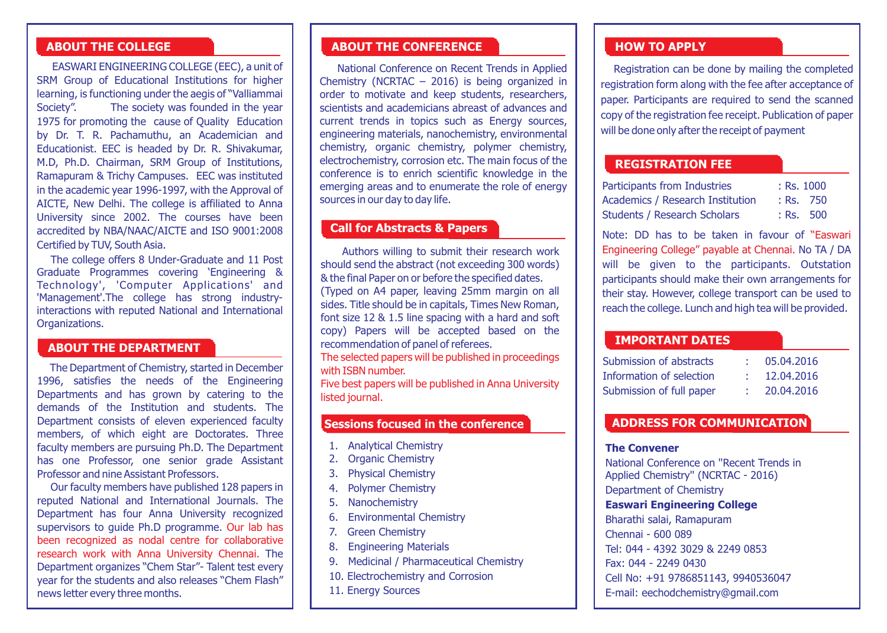## ABOUT THE COLLEGE

EASWARI ENGINEERING COLLEGE (EEC), a unit of SRM Group of Educational Institutions for higher learning, is functioning under the aegis of "Valliammai Society". The society was founded in the year 1975 for promoting the cause of Quality Education by Dr. T. R. Pachamuthu, an Academician and Educationist. EEC is headed by Dr. R. Shivakumar, M.D, Ph.D. Chairman, SRM Group of Institutions, Ramapuram & Trichy Campuses. EEC was instituted in the academic year 1996-1997, with the Approval of AICTE, New Delhi. The college is affiliated to Anna University since 2002. The courses have been accredited by NBA/NAAC/AICTE and ISO 9001:2008 Certified by TUV, South Asia.

The college offers 8 Under-Graduate and 11 Post Graduate Programmes covering 'Engineering & Technology', 'Computer Applications' and 'Management'.The college has strong industry-interactions with reputed National and International Organizations.

## ABOUT THE DEPARTMENT

The Department of Chemistry, started in December 1996, satisfies the needs of the Engineering Departments and has grown by catering to the demands of the Institution and students. The Department consists of eleven experienced faculty members, of which eight are Doctorates. Three faculty members are pursuing Ph.D. The Department has one Professor, one senior grade Assistant Professor and nine Assistant Professors.

Our faculty members have published 128 papers in reputed National and International Journals. The Department has four Anna University recognized supervisors to guide Ph.D programme. Our lab has been recognized as nodal centre for collaborative research work with Anna University Chennai. The Department organizes "Chem Star"- Talent test every year for the students and also releases "Chem Flash" news letter every three months.

## ABOUT THE CONFERENCE

National Conference on Recent Trends in Applied Chemistry (NCRTAC – 2016) is being organized in order to motivate and keep students, researchers, scientists and academicians abreast of advances and current trends in topics such as Energy sources, engineering materials, nanochemistry, environmental chemistry, organic chemistry, polymer chemistry, electrochemistry, corrosion etc. The main focus of the conference is to enrich scientific knowledge in the emerging areas and to enumerate the role of energy sources in our day to day life.

## Call for Abstracts & Papers

Authors willing to submit their research work should send the abstract (not exceeding 300 words) & the final Paper on or before the specified dates. (Typed on A4 paper, leaving 25mm margin on all sides. Title should be in capitals, Times New Roman, font size 12 & 1.5 line spacing with a hard and soft copy) Papers will be accepted based on the recommendation of panel of referees.

The selected papers will be published in proceedings with ISBN number.

Five best papers will be published in Anna University listed journal.

## Sessions focused in the conference

1. Analytical Chemistry
2. Organic Chemistry
3. Physical Chemistry
4. Polymer Chemistry
5. Nanochemistry
6. Environmental Chemistry
7. Green Chemistry
8. Engineering Materials
9. Medicinal / Pharmaceutical Chemistry
10. Electrochemistry and Corrosion
11. Energy Sources

## HOW TO APPLY

Registration can be done by mailing the completed registration form along with the fee after acceptance of paper. Participants are required to send the scanned copy of the registration fee receipt. Publication of paper will be done only after the receipt of payment

## REGISTRATION FEE

| | |
|---|---|
| Participants from Industries | : Rs. 1000 |
| Academics / Research Institution | : Rs. 750 |
| Students / Research Scholars | : Rs. 500 |

Note: DD has to be taken in favour of "Easwari Engineering College" payable at Chennai. No TA / DA will be given to the participants. Outstation participants should make their own arrangements for their stay. However, college transport can be used to reach the college. Lunch and high tea will be provided.

## IMPORTANT DATES

| | | |
|---|---|---|
| Submission of abstracts | : | 05.04.2016 |
| Information of selection | : | 12.04.2016 |
| Submission of full paper | : | 20.04.2016 |

## ADDRESS FOR COMMUNICATION

**The Convener**
National Conference on "Recent Trends in Applied Chemistry" (NCRTAC - 2016)
Department of Chemistry
**Easwari Engineering College**
Bharathi salai, Ramapuram
Chennai - 600 089
Tel: 044 - 4392 3029 & 2249 0853
Fax: 044 - 2249 0430
Cell No: +91 9786851143, 9940536047
E-mail: eechodchemistry@gmail.com